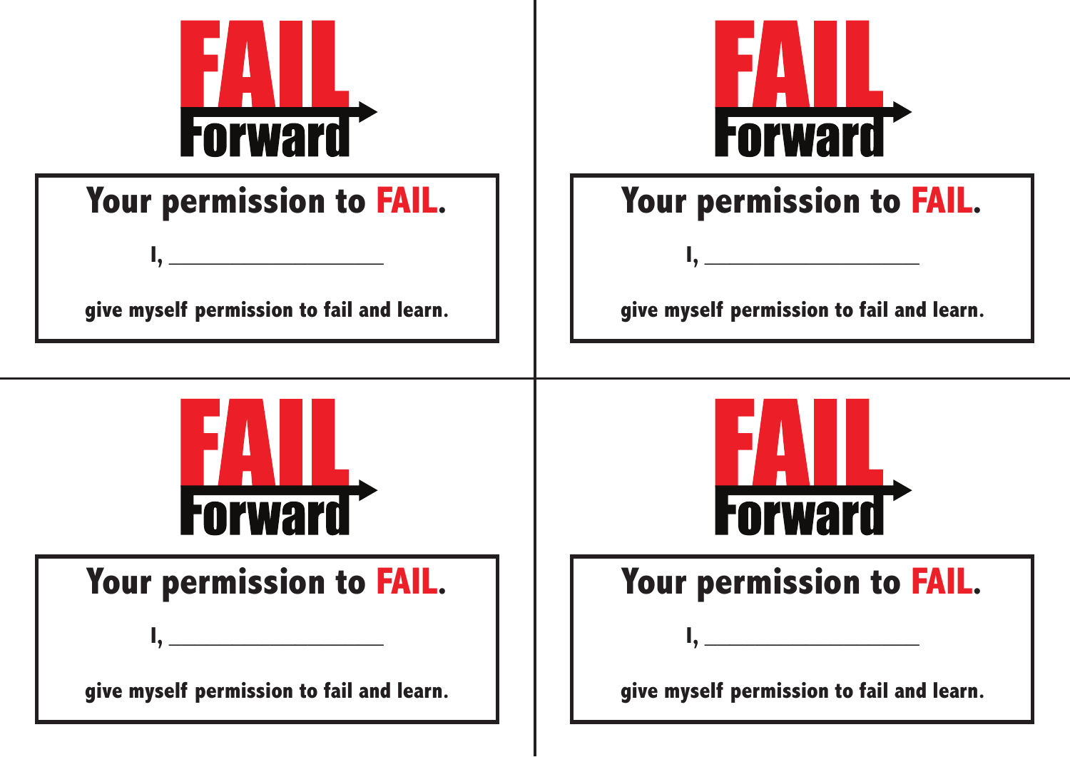# FAIL Forward

## Your permission to FAIL.

I, ____________________

give myself permission to fail and learn.

# FAIL Forward

## Your permission to FAIL.

I, ____________________

give myself permission to fail and learn.

# FAIL Forward

## Your permission to FAIL.

I, ____________________

give myself permission to fail and learn.

# FAIL Forward

## Your permission to FAIL.

I, ____________________

give myself permission to fail and learn.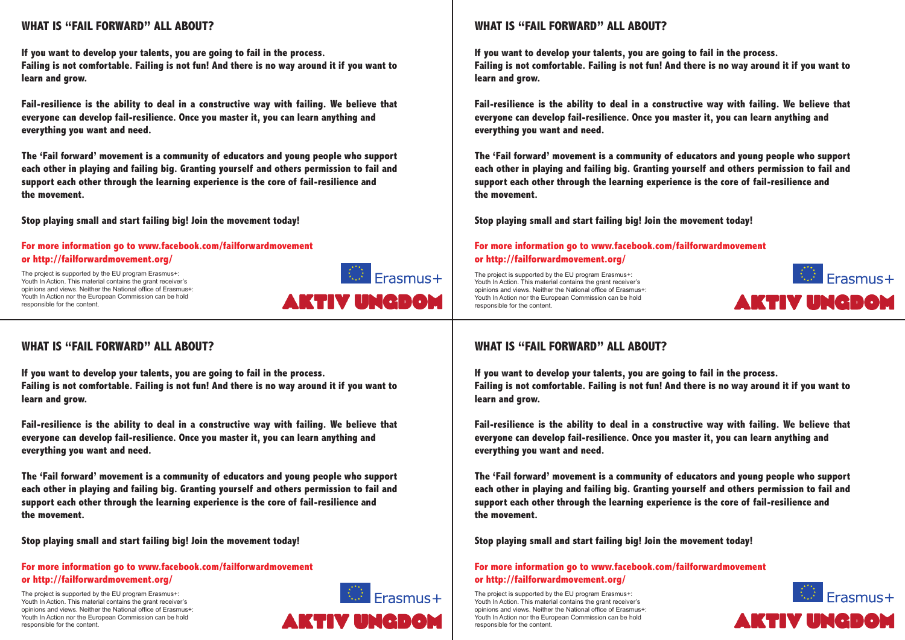## WHAT IS "FAIL FORWARD" ALL ABOUT?

**If you want to develop your talents, you are going to fail in the process.
Failing is not comfortable. Failing is not fun! And there is no way around it if you want to learn and grow.**

**Fail-resilience is the ability to deal in a constructive way with failing. We believe that everyone can develop fail-resilience. Once you master it, you can learn anything and everything you want and need.**

**The 'Fail forward' movement is a community of educators and young people who support each other in playing and failing big. Granting yourself and others permission to fail and support each other through the learning experience is the core of fail-resilience and the movement.**

**Stop playing small and start failing big! Join the movement today!**

**For more information go to www.facebook.com/failforwardmovement or http://failforwardmovement.org/**

The project is supported by the EU program Erasmus+: Youth In Action. This material contains the grant receiver's opinions and views. Neither the National office of Erasmus+: Youth In Action nor the European Commission can be hold responsible for the content.

Erasmus+

AKTIV UNGDOM

## WHAT IS "FAIL FORWARD" ALL ABOUT?

**If you want to develop your talents, you are going to fail in the process.
Failing is not comfortable. Failing is not fun! And there is no way around it if you want to learn and grow.**

**Fail-resilience is the ability to deal in a constructive way with failing. We believe that everyone can develop fail-resilience. Once you master it, you can learn anything and everything you want and need.**

**The 'Fail forward' movement is a community of educators and young people who support each other in playing and failing big. Granting yourself and others permission to fail and support each other through the learning experience is the core of fail-resilience and the movement.**

**Stop playing small and start failing big! Join the movement today!**

**For more information go to www.facebook.com/failforwardmovement or http://failforwardmovement.org/**

The project is supported by the EU program Erasmus+: Youth In Action. This material contains the grant receiver's opinions and views. Neither the National office of Erasmus+: Youth In Action nor the European Commission can be hold responsible for the content.

Erasmus+

AKTIV UNGDOM

## WHAT IS "FAIL FORWARD" ALL ABOUT?

**If you want to develop your talents, you are going to fail in the process.
Failing is not comfortable. Failing is not fun! And there is no way around it if you want to learn and grow.**

**Fail-resilience is the ability to deal in a constructive way with failing. We believe that everyone can develop fail-resilience. Once you master it, you can learn anything and everything you want and need.**

**The 'Fail forward' movement is a community of educators and young people who support each other in playing and failing big. Granting yourself and others permission to fail and support each other through the learning experience is the core of fail-resilience and the movement.**

**Stop playing small and start failing big! Join the movement today!**

**For more information go to www.facebook.com/failforwardmovement or http://failforwardmovement.org/**

The project is supported by the EU program Erasmus+: Youth In Action. This material contains the grant receiver's opinions and views. Neither the National office of Erasmus+: Youth In Action nor the European Commission can be hold responsible for the content.

Erasmus+

AKTIV UNGDOM

## WHAT IS "FAIL FORWARD" ALL ABOUT?

**If you want to develop your talents, you are going to fail in the process.
Failing is not comfortable. Failing is not fun! And there is no way around it if you want to learn and grow.**

**Fail-resilience is the ability to deal in a constructive way with failing. We believe that everyone can develop fail-resilience. Once you master it, you can learn anything and everything you want and need.**

**The 'Fail forward' movement is a community of educators and young people who support each other in playing and failing big. Granting yourself and others permission to fail and support each other through the learning experience is the core of fail-resilience and the movement.**

**Stop playing small and start failing big! Join the movement today!**

**For more information go to www.facebook.com/failforwardmovement or http://failforwardmovement.org/**

The project is supported by the EU program Erasmus+: Youth In Action. This material contains the grant receiver's opinions and views. Neither the National office of Erasmus+: Youth In Action nor the European Commission can be hold responsible for the content.

Erasmus+

AKTIV UNGDOM